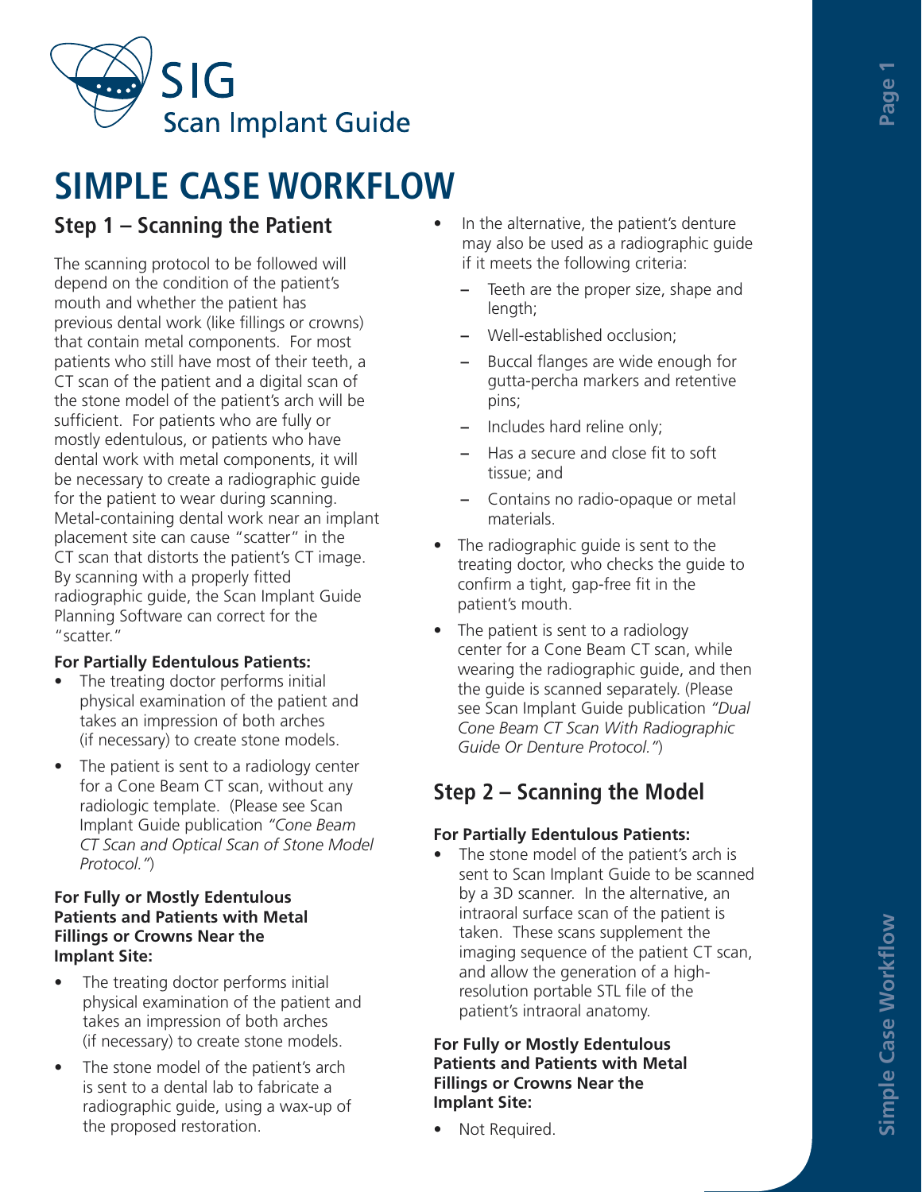# SIG Scan Implant Guide

# SIMPLE CASE WORKFLOW

## Step 1 – Scanning the Patient

The scanning protocol to be followed will depend on the condition of the patient's mouth and whether the patient has previous dental work (like fillings or crowns) that contain metal components. For most patients who still have most of their teeth, a CT scan of the patient and a digital scan of the stone model of the patient's arch will be sufficient. For patients who are fully or mostly edentulous, or patients who have dental work with metal components, it will be necessary to create a radiographic guide for the patient to wear during scanning. Metal-containing dental work near an implant placement site can cause "scatter" in the CT scan that distorts the patient's CT image. By scanning with a properly fitted radiographic guide, the Scan Implant Guide Planning Software can correct for the "scatter."

**For Partially Edentulous Patients:**

- The treating doctor performs initial physical examination of the patient and takes an impression of both arches (if necessary) to create stone models.
- The patient is sent to a radiology center for a Cone Beam CT scan, without any radiologic template. (Please see Scan Implant Guide publication *"Cone Beam CT Scan and Optical Scan of Stone Model Protocol."*)

**For Fully or Mostly Edentulous Patients and Patients with Metal Fillings or Crowns Near the Implant Site:**

- The treating doctor performs initial physical examination of the patient and takes an impression of both arches (if necessary) to create stone models.
- The stone model of the patient's arch is sent to a dental lab to fabricate a radiographic guide, using a wax-up of the proposed restoration.
- In the alternative, the patient's denture may also be used as a radiographic guide if it meets the following criteria:
  - Teeth are the proper size, shape and length;
  - Well-established occlusion;
  - Buccal flanges are wide enough for gutta-percha markers and retentive pins;
  - Includes hard reline only;
  - Has a secure and close fit to soft tissue; and
  - Contains no radio-opaque or metal materials.
- The radiographic guide is sent to the treating doctor, who checks the guide to confirm a tight, gap-free fit in the patient's mouth.
- The patient is sent to a radiology center for a Cone Beam CT scan, while wearing the radiographic guide, and then the guide is scanned separately. (Please see Scan Implant Guide publication *"Dual Cone Beam CT Scan With Radiographic Guide Or Denture Protocol."*)

## Step 2 – Scanning the Model

**For Partially Edentulous Patients:**

- The stone model of the patient's arch is sent to Scan Implant Guide to be scanned by a 3D scanner. In the alternative, an intraoral surface scan of the patient is taken. These scans supplement the imaging sequence of the patient CT scan, and allow the generation of a high-resolution portable STL file of the patient's intraoral anatomy.

**For Fully or Mostly Edentulous Patients and Patients with Metal Fillings or Crowns Near the Implant Site:**

- Not Required.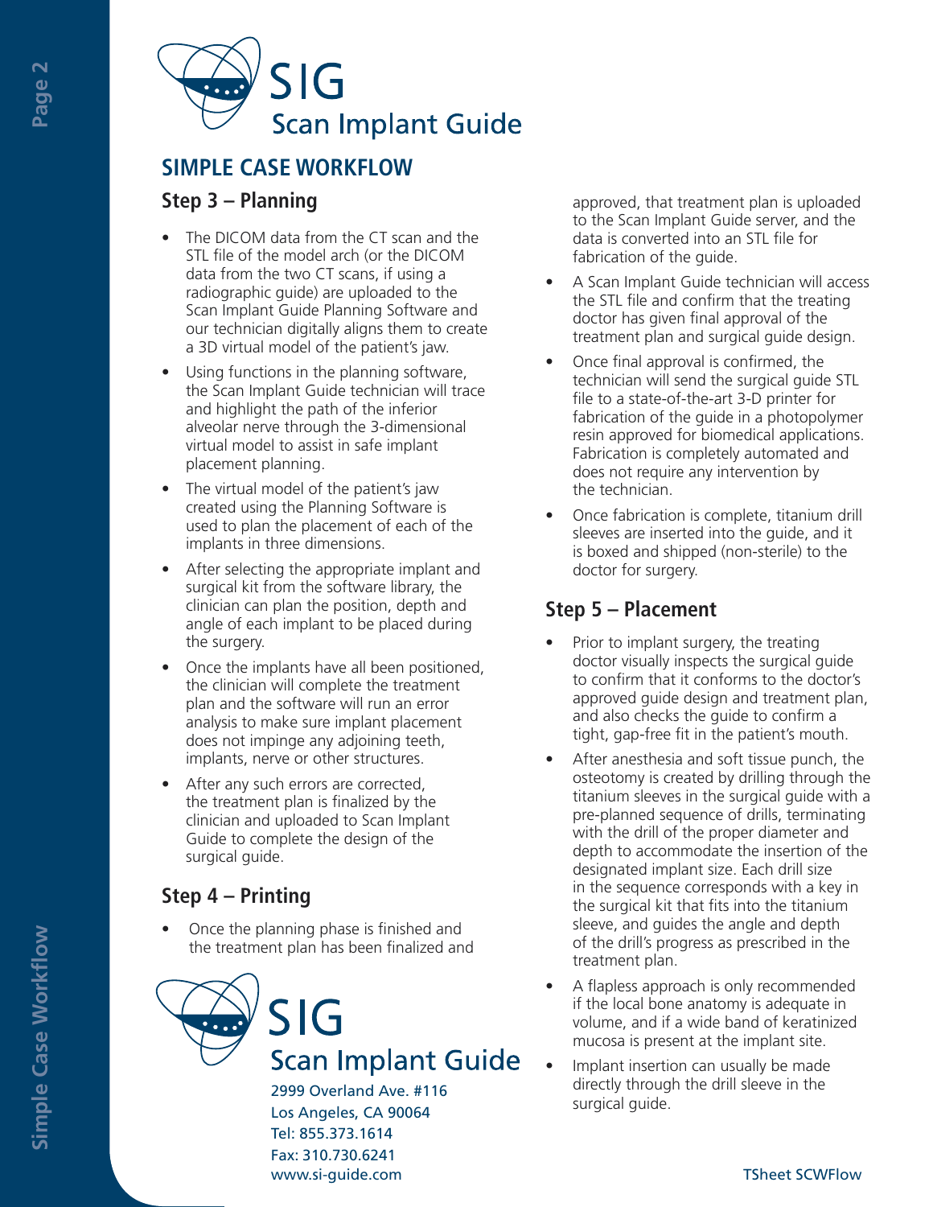# SIG Scan Implant Guide

## SIMPLE CASE WORKFLOW

### Step 3 – Planning

- The DICOM data from the CT scan and the STL file of the model arch (or the DICOM data from the two CT scans, if using a radiographic guide) are uploaded to the Scan Implant Guide Planning Software and our technician digitally aligns them to create a 3D virtual model of the patient's jaw.
- Using functions in the planning software, the Scan Implant Guide technician will trace and highlight the path of the inferior alveolar nerve through the 3-dimensional virtual model to assist in safe implant placement planning.
- The virtual model of the patient's jaw created using the Planning Software is used to plan the placement of each of the implants in three dimensions.
- After selecting the appropriate implant and surgical kit from the software library, the clinician can plan the position, depth and angle of each implant to be placed during the surgery.
- Once the implants have all been positioned, the clinician will complete the treatment plan and the software will run an error analysis to make sure implant placement does not impinge any adjoining teeth, implants, nerve or other structures.
- After any such errors are corrected, the treatment plan is finalized by the clinician and uploaded to Scan Implant Guide to complete the design of the surgical guide.

### Step 4 – Printing

- Once the planning phase is finished and the treatment plan has been finalized and approved, that treatment plan is uploaded to the Scan Implant Guide server, and the data is converted into an STL file for fabrication of the guide.
- A Scan Implant Guide technician will access the STL file and confirm that the treating doctor has given final approval of the treatment plan and surgical guide design.
- Once final approval is confirmed, the technician will send the surgical guide STL file to a state-of-the-art 3-D printer for fabrication of the guide in a photopolymer resin approved for biomedical applications. Fabrication is completely automated and does not require any intervention by the technician.
- Once fabrication is complete, titanium drill sleeves are inserted into the guide, and it is boxed and shipped (non-sterile) to the doctor for surgery.

### Step 5 – Placement

- Prior to implant surgery, the treating doctor visually inspects the surgical guide to confirm that it conforms to the doctor's approved guide design and treatment plan, and also checks the guide to confirm a tight, gap-free fit in the patient's mouth.
- After anesthesia and soft tissue punch, the osteotomy is created by drilling through the titanium sleeves in the surgical guide with a pre-planned sequence of drills, terminating with the drill of the proper diameter and depth to accommodate the insertion of the designated implant size. Each drill size in the sequence corresponds with a key in the surgical kit that fits into the titanium sleeve, and guides the angle and depth of the drill's progress as prescribed in the treatment plan.
- A flapless approach is only recommended if the local bone anatomy is adequate in volume, and if a wide band of keratinized mucosa is present at the implant site.
- Implant insertion can usually be made directly through the drill sleeve in the surgical guide.

SIG Scan Implant Guide

2999 Overland Ave. #116
Los Angeles, CA 90064
Tel: 855.373.1614
Fax: 310.730.6241
www.si-guide.com

TSheet SCWFlow